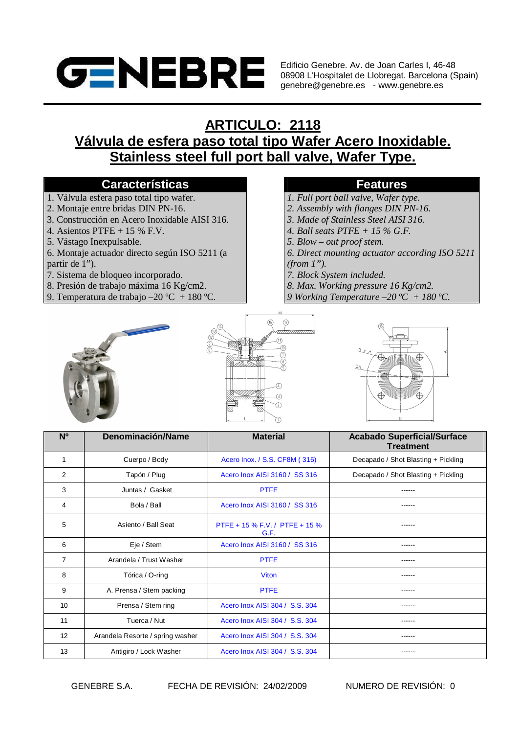Edificio Genebre. Av. de Joan Carles I, 46-48
08908 L'Hospitalet de Llobregat. Barcelona (Spain)
genebre@genebre.es - www.genebre.es

# ARTICULO: 2118

# Válvula de esfera paso total tipo Wafer Acero Inoxidable.

# Stainless steel full port ball valve, Wafer Type.

## Características

1. Válvula esfera paso total tipo wafer.
2. Montaje entre bridas DIN PN-16.
3. Construcción en Acero Inoxidable AISI 316.
4. Asientos PTFE + 15 % F.V.
5. Vástago Inexpulsable.
6. Montaje actuador directo según ISO 5211 (a partir de 1").
7. Sistema de bloqueo incorporado.
8. Presión de trabajo máxima 16 Kg/cm2.
9. Temperatura de trabajo –20 ºC + 180 ºC.

## Features

*1. Full port ball valve, Wafer type.*
*2. Assembly with flanges DIN PN-16.*
*3. Made of Stainless Steel AISI 316.*
*4. Ball seats PTFE + 15 % G.F.*
*5. Blow – out proof stem.*
*6. Direct mounting actuator according ISO 5211 (from 1").*
*7. Block System included.*
*8. Max. Working pressure 16 Kg/cm2.*
*9 Working Temperature –20 ºC + 180 ºC.*

| Nº | Denominación/Name | Material | Acabado Superficial/Surface Treatment |
|---|---|---|---|
| 1 | Cuerpo / Body | Acero Inox. / S.S. CF8M ( 316) | Decapado / Shot Blasting + Pickling |
| 2 | Tapón / Plug | Acero Inox AISI 3160 / SS 316 | Decapado / Shot Blasting + Pickling |
| 3 | Juntas / Gasket | PTFE | ------ |
| 4 | Bola / Ball | Acero Inox AISI 3160 / SS 316 | ------ |
| 5 | Asiento / Ball Seat | PTFE + 15 % F.V. / PTFE + 15 % G.F. | ------ |
| 6 | Eje / Stem | Acero Inox AISI 3160 / SS 316 | ------ |
| 7 | Arandela / Trust Washer | PTFE | ------ |
| 8 | Tórica / O-ring | Viton | ------ |
| 9 | A. Prensa / Stem packing | PTFE | ------ |
| 10 | Prensa / Stem ring | Acero Inox AISI 304 / S.S. 304 | ------ |
| 11 | Tuerca / Nut | Acero Inox AISI 304 / S.S. 304 | ------ |
| 12 | Arandela Resorte / spring washer | Acero Inox AISI 304 / S.S. 304 | ------ |
| 13 | Antigiro / Lock Washer | Acero Inox AISI 304 / S.S. 304 | ------ |

GENEBRE S.A. FECHA DE REVISIÓN: 24/02/2009 NUMERO DE REVISIÓN: 0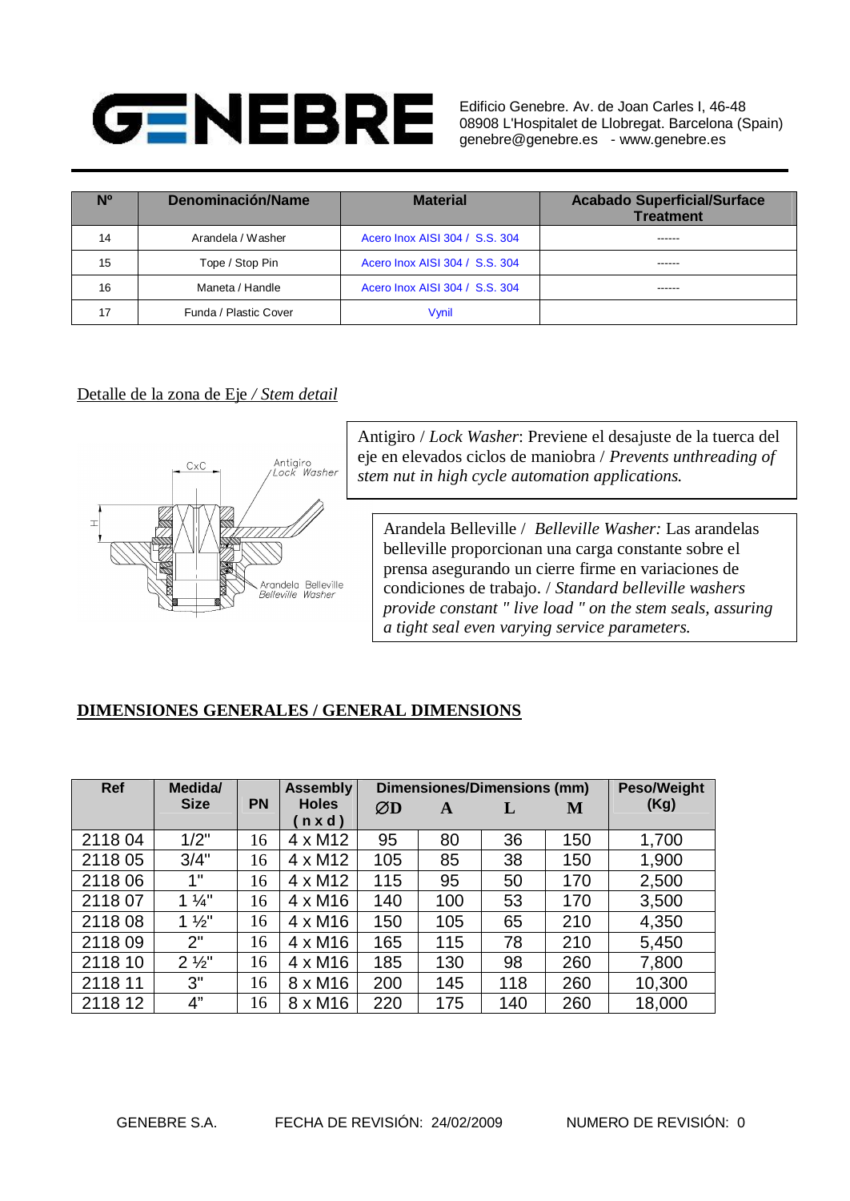| Nº | Denominación/Name | Material | Acabado Superficial/Surface Treatment |
|---|---|---|---|
| 14 | Arandela / Washer | Acero Inox AISI 304 / S.S. 304 | ------ |
| 15 | Tope / Stop Pin | Acero Inox AISI 304 / S.S. 304 | ------ |
| 16 | Maneta / Handle | Acero Inox AISI 304 / S.S. 304 | ------ |
| 17 | Funda / Plastic Cover | Vynil | |

Detalle de la zona de Eje / *Stem detail*

Antigiro / *Lock Washer*: Previene el desajuste de la tuerca del eje en elevados ciclos de maniobra / *Prevents unthreading of stem nut in high cycle automation applications.*

Arandela Belleville / *Belleville Washer:* Las arandelas belleville proporcionan una carga constante sobre el prensa asegurando un cierre firme en variaciones de condiciones de trabajo. / *Standard belleville washers provide constant " live load " on the stem seals, assuring a tight seal even varying service parameters.*

**DIMENSIONES GENERALES / GENERAL DIMENSIONS**

| Ref | Medida/ Size | PN | Assembly Holes ( n x d ) | Dimensiones/Dimensions (mm) ∅D | A | L | M | Peso/Weight (Kg) |
|---|---|---|---|---|---|---|---|---|
| 2118 04 | 1/2" | 16 | 4 x M12 | 95 | 80 | 36 | 150 | 1,700 |
| 2118 05 | 3/4" | 16 | 4 x M12 | 105 | 85 | 38 | 150 | 1,900 |
| 2118 06 | 1" | 16 | 4 x M12 | 115 | 95 | 50 | 170 | 2,500 |
| 2118 07 | 1 ¼" | 16 | 4 x M16 | 140 | 100 | 53 | 170 | 3,500 |
| 2118 08 | 1 ½" | 16 | 4 x M16 | 150 | 105 | 65 | 210 | 4,350 |
| 2118 09 | 2" | 16 | 4 x M16 | 165 | 115 | 78 | 210 | 5,450 |
| 2118 10 | 2 ½" | 16 | 4 x M16 | 185 | 130 | 98 | 260 | 7,800 |
| 2118 11 | 3" | 16 | 8 x M16 | 200 | 145 | 118 | 260 | 10,300 |
| 2118 12 | 4" | 16 | 8 x M16 | 220 | 175 | 140 | 260 | 18,000 |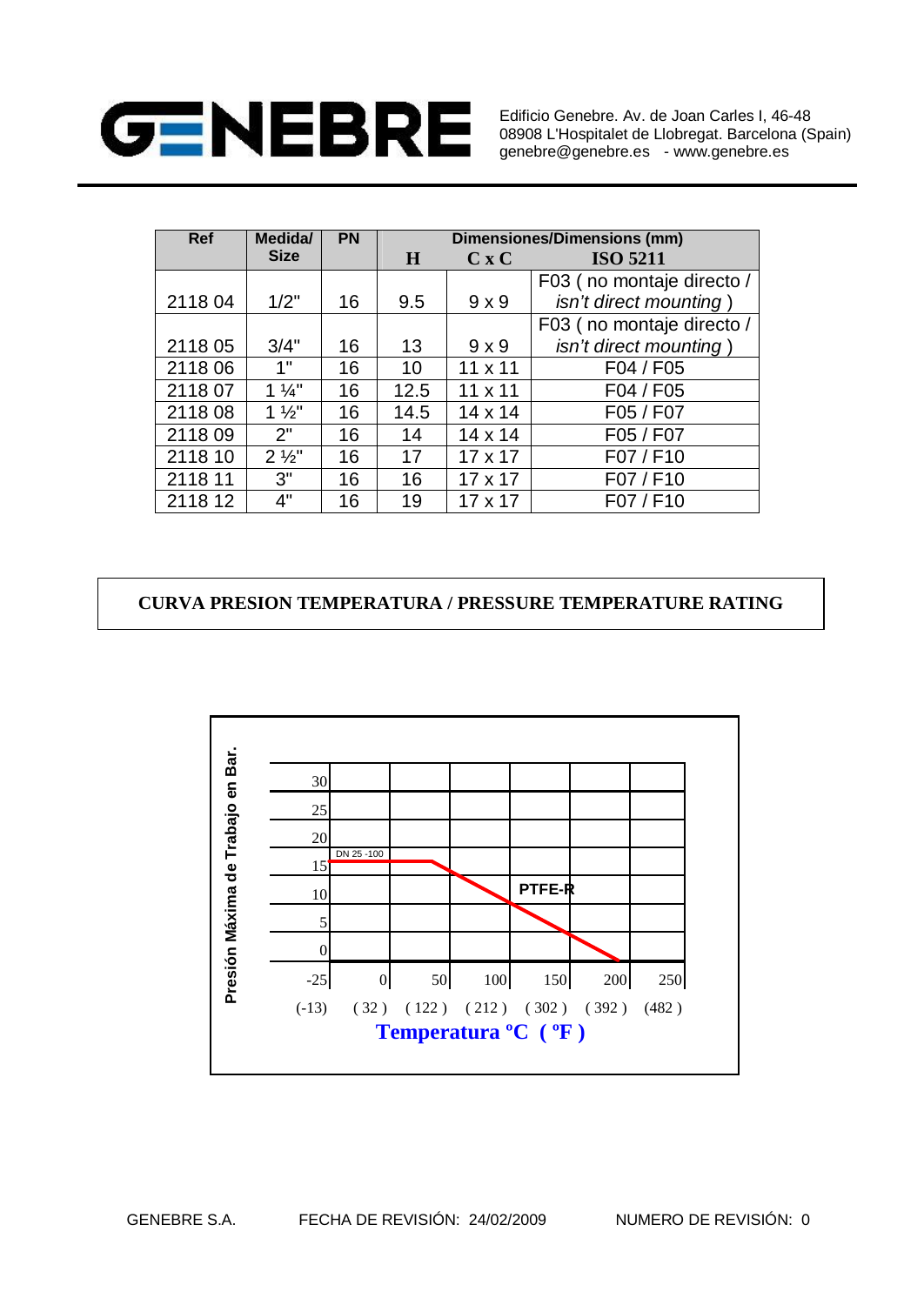| Ref | Medida/ Size | PN | Dimensiones/Dimensions (mm) | | |
|---|---|---|---|---|---|
| | | | H | C x C | ISO 5211 |
| 2118 04 | 1/2" | 16 | 9.5 | 9 x 9 | F03 ( no montaje directo / *isn't direct mounting* ) |
| 2118 05 | 3/4" | 16 | 13 | 9 x 9 | F03 ( no montaje directo / *isn't direct mounting* ) |
| 2118 06 | 1" | 16 | 10 | 11 x 11 | F04 / F05 |
| 2118 07 | 1 ¼" | 16 | 12.5 | 11 x 11 | F04 / F05 |
| 2118 08 | 1 ½" | 16 | 14.5 | 14 x 14 | F05 / F07 |
| 2118 09 | 2" | 16 | 14 | 14 x 14 | F05 / F07 |
| 2118 10 | 2 ½" | 16 | 17 | 17 x 17 | F07 / F10 |
| 2118 11 | 3" | 16 | 16 | 17 x 17 | F07 / F10 |
| 2118 12 | 4" | 16 | 19 | 17 x 17 | F07 / F10 |

**CURVA PRESION TEMPERATURA / PRESSURE TEMPERATURE RATING**

Presión Máxima de Trabajo en Bar.

30
25
20
15
10
5
0

DN 25 -100

PTFE-R

-25 0 50 100 150 200 250

(-13) ( 32 ) ( 122 ) ( 212 ) ( 302 ) ( 392 ) (482 )

Temperatura ºC ( ºF )

GENEBRE S.A. FECHA DE REVISIÓN: 24/02/2009 NUMERO DE REVISIÓN: 0